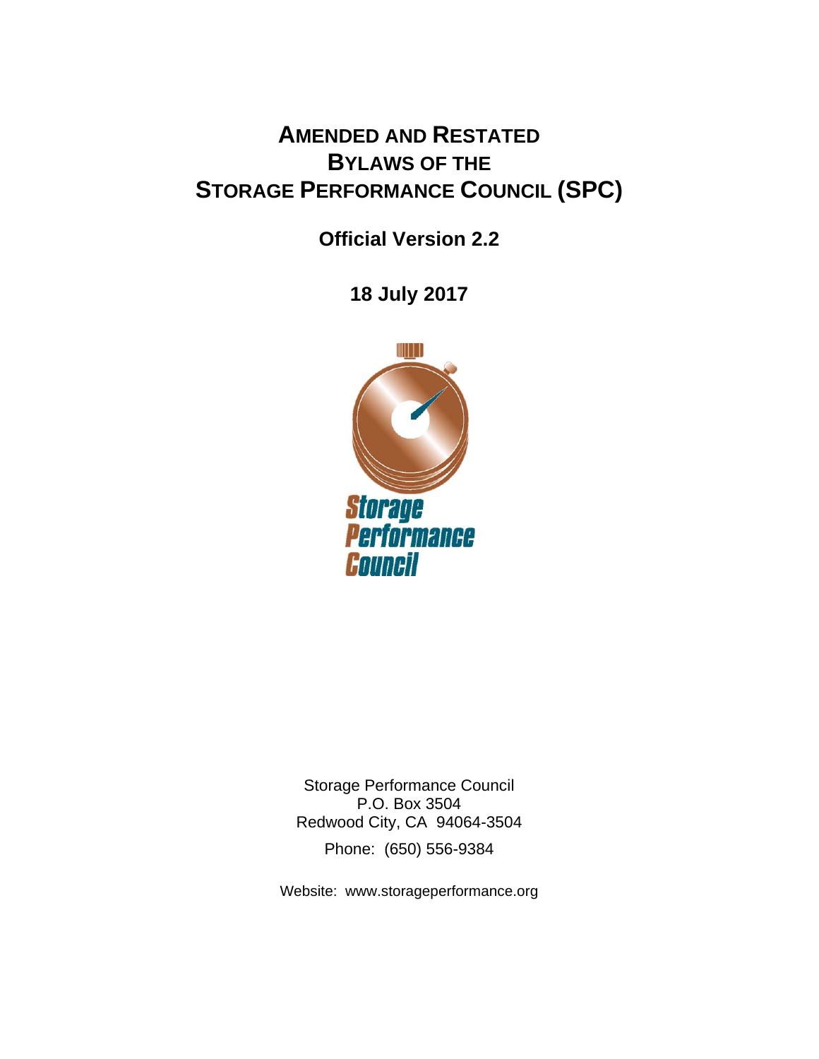# Amended and Restated Bylaws of the Storage Performance Council (SPC)

**Official Version 2.2**

**18 July 2017**

Storage Performance Council
P.O. Box 3504
Redwood City, CA 94064-3504

Phone: (650) 556-9384

Website: www.storageperformance.org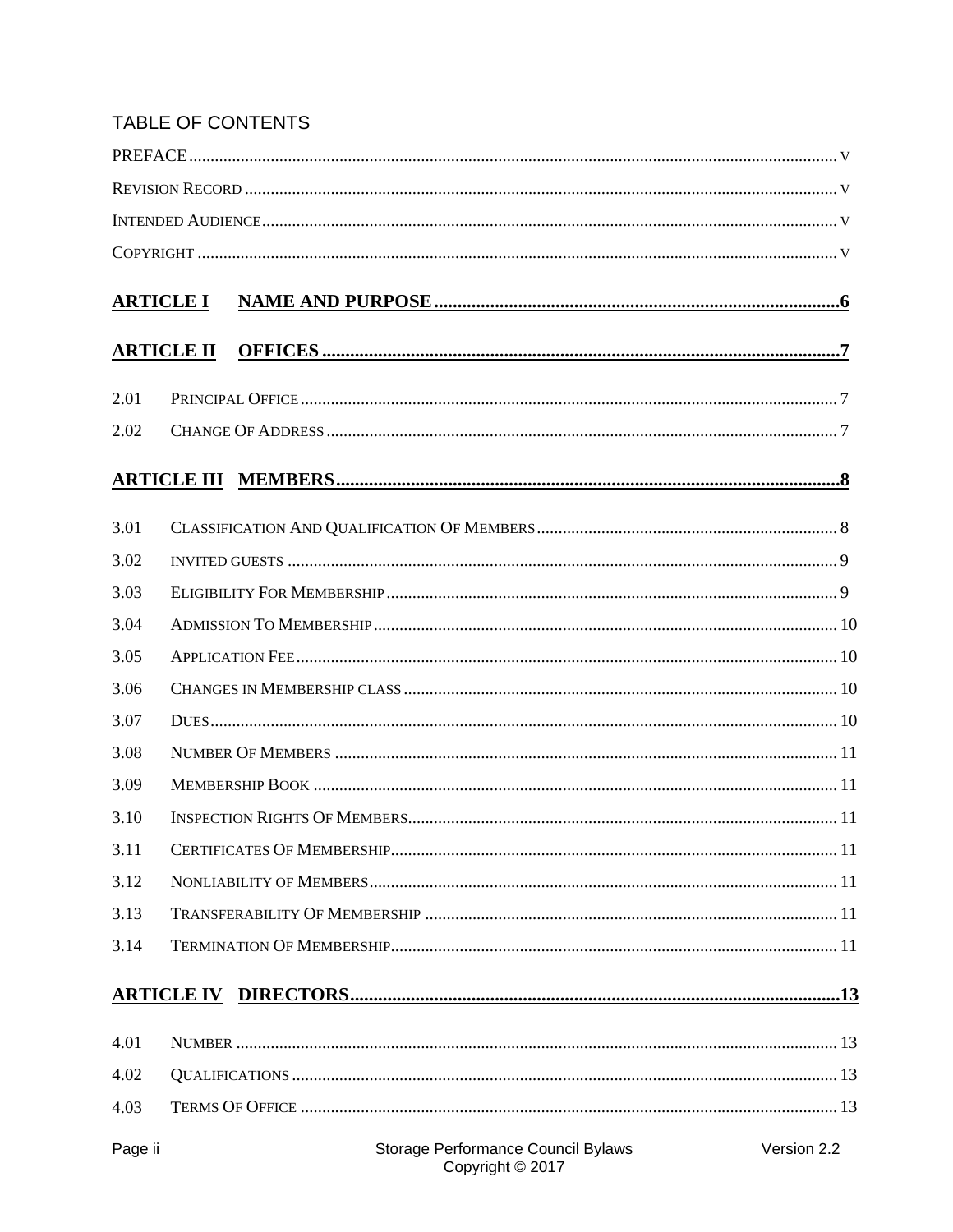# TABLE OF CONTENTS

PREFACE ..... V

REVISION RECORD ..... V

INTENDED AUDIENCE ..... V

COPYRIGHT ..... V

**ARTICLE I NAME AND PURPOSE ..... 6**

**ARTICLE II OFFICES ..... 7**

2.01 PRINCIPAL OFFICE ..... 7

2.02 CHANGE OF ADDRESS ..... 7

**ARTICLE III MEMBERS ..... 8**

3.01 CLASSIFICATION AND QUALIFICATION OF MEMBERS ..... 8

3.02 INVITED GUESTS ..... 9

3.03 ELIGIBILITY FOR MEMBERSHIP ..... 9

3.04 ADMISSION TO MEMBERSHIP ..... 10

3.05 APPLICATION FEE ..... 10

3.06 CHANGES IN MEMBERSHIP CLASS ..... 10

3.07 DUES ..... 10

3.08 NUMBER OF MEMBERS ..... 11

3.09 MEMBERSHIP BOOK ..... 11

3.10 INSPECTION RIGHTS OF MEMBERS ..... 11

3.11 CERTIFICATES OF MEMBERSHIP ..... 11

3.12 NONLIABILITY OF MEMBERS ..... 11

3.13 TRANSFERABILITY OF MEMBERSHIP ..... 11

3.14 TERMINATION OF MEMBERSHIP ..... 11

**ARTICLE IV DIRECTORS ..... 13**

4.01 NUMBER ..... 13

4.02 QUALIFICATIONS ..... 13

4.03 TERMS OF OFFICE ..... 13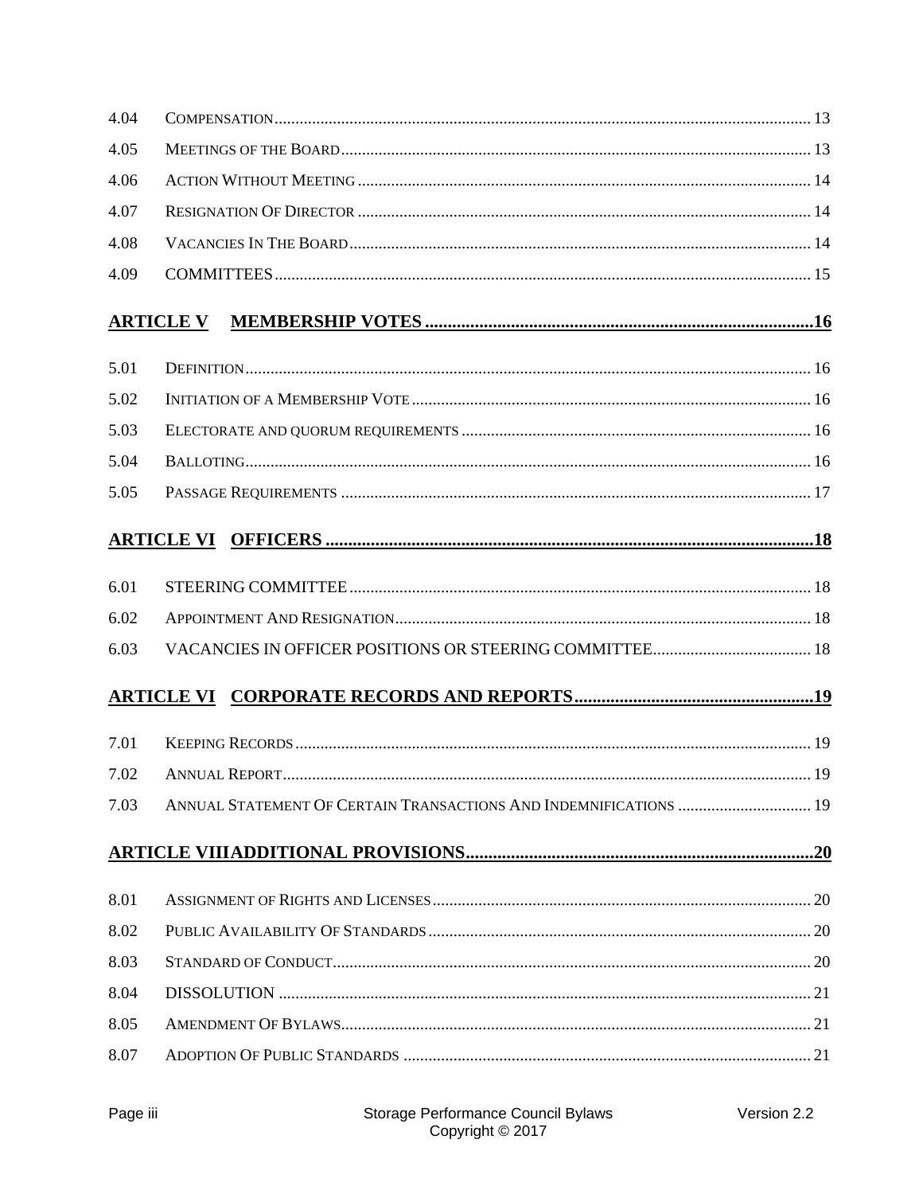4.04 Compensation ........ 13

4.05 Meetings of the Board ........ 13

4.06 Action Without Meeting ........ 14

4.07 Resignation Of Director ........ 14

4.08 Vacancies In The Board ........ 14

4.09 COMMITTEES ........ 15

**ARTICLE V MEMBERSHIP VOTES ........ 16**

5.01 Definition ........ 16

5.02 Initiation of a Membership Vote ........ 16

5.03 Electorate and quorum requirements ........ 16

5.04 Balloting ........ 16

5.05 Passage Requirements ........ 17

**ARTICLE VI OFFICERS ........ 18**

6.01 STEERING COMMITTEE ........ 18

6.02 Appointment And Resignation ........ 18

6.03 VACANCIES IN OFFICER POSITIONS OR STEERING COMMITTEE ........ 18

**ARTICLE VI CORPORATE RECORDS AND REPORTS ........ 19**

7.01 Keeping Records ........ 19

7.02 Annual Report ........ 19

7.03 Annual Statement Of Certain Transactions And Indemnifications ........ 19

**ARTICLE VIIIADDITIONAL PROVISIONS ........ 20**

8.01 Assignment of Rights and Licenses ........ 20

8.02 Public Availability Of Standards ........ 20

8.03 Standard of Conduct ........ 20

8.04 DISSOLUTION ........ 21

8.05 Amendment Of Bylaws ........ 21

8.07 Adoption Of Public Standards ........ 21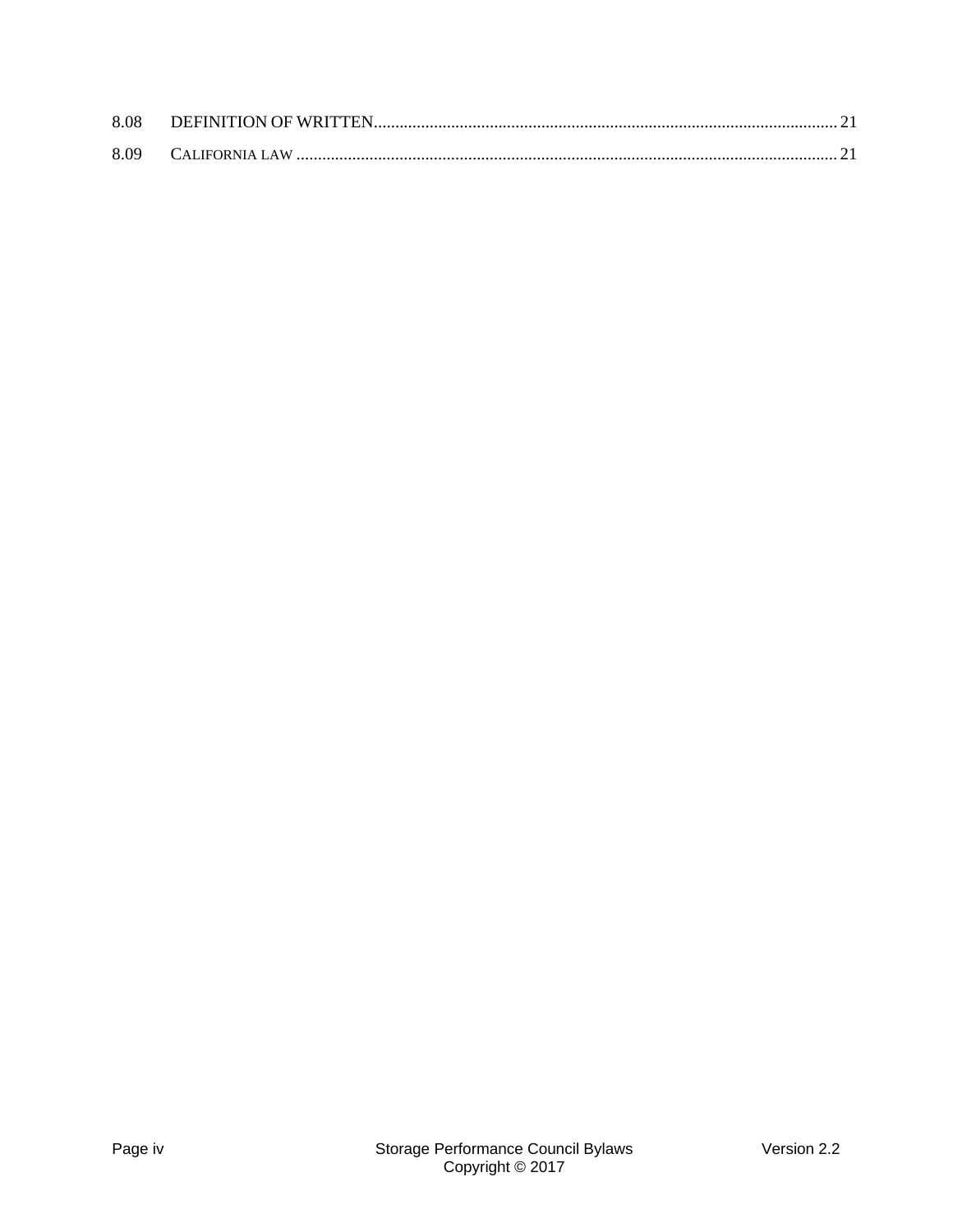8.08 DEFINITION OF WRITTEN ........................................................................................................... 21

8.09 CALIFORNIA LAW .............................................................................................................................. 21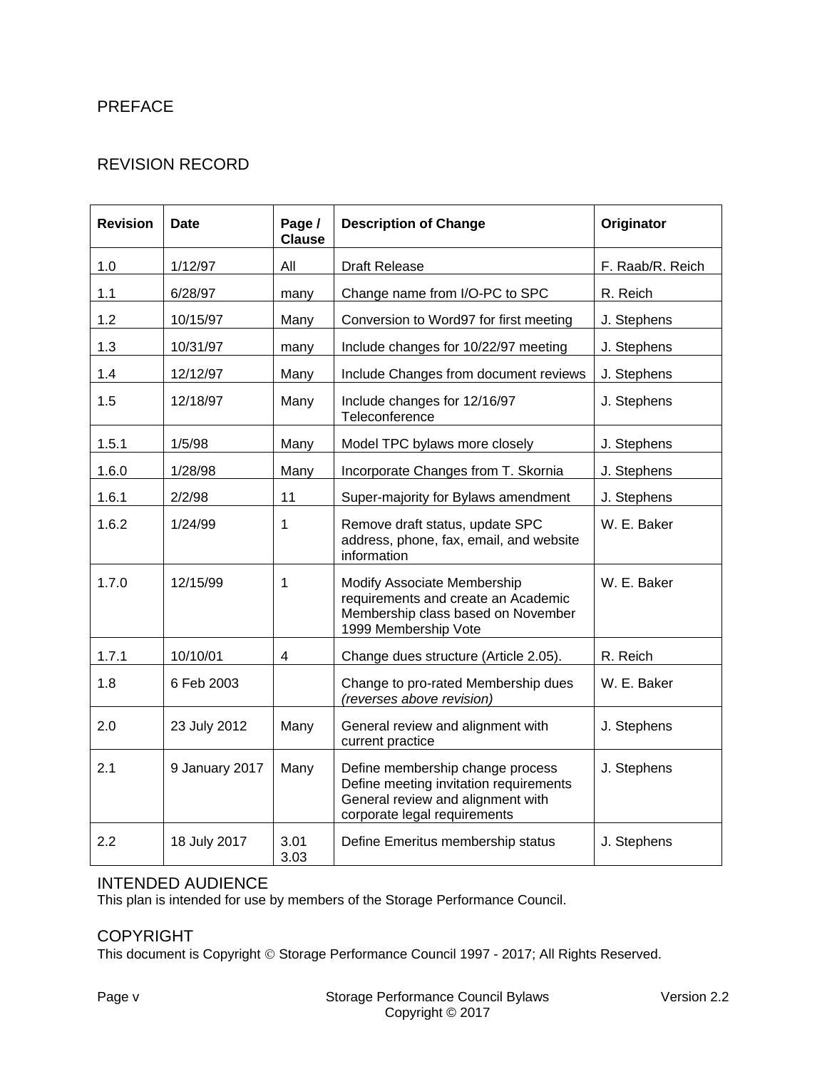# PREFACE

## REVISION RECORD

| Revision | Date | Page / Clause | Description of Change | Originator |
|---|---|---|---|---|
| 1.0 | 1/12/97 | All | Draft Release | F. Raab/R. Reich |
| 1.1 | 6/28/97 | many | Change name from I/O-PC to SPC | R. Reich |
| 1.2 | 10/15/97 | Many | Conversion to Word97 for first meeting | J. Stephens |
| 1.3 | 10/31/97 | many | Include changes for 10/22/97 meeting | J. Stephens |
| 1.4 | 12/12/97 | Many | Include Changes from document reviews | J. Stephens |
| 1.5 | 12/18/97 | Many | Include changes for 12/16/97 Teleconference | J. Stephens |
| 1.5.1 | 1/5/98 | Many | Model TPC bylaws more closely | J. Stephens |
| 1.6.0 | 1/28/98 | Many | Incorporate Changes from T. Skornia | J. Stephens |
| 1.6.1 | 2/2/98 | 11 | Super-majority for Bylaws amendment | J. Stephens |
| 1.6.2 | 1/24/99 | 1 | Remove draft status, update SPC address, phone, fax, email, and website information | W. E. Baker |
| 1.7.0 | 12/15/99 | 1 | Modify Associate Membership requirements and create an Academic Membership class based on November 1999 Membership Vote | W. E. Baker |
| 1.7.1 | 10/10/01 | 4 | Change dues structure (Article 2.05). | R. Reich |
| 1.8 | 6 Feb 2003 | | Change to pro-rated Membership dues *(reverses above revision)* | W. E. Baker |
| 2.0 | 23 July 2012 | Many | General review and alignment with current practice | J. Stephens |
| 2.1 | 9 January 2017 | Many | Define membership change process<br>Define meeting invitation requirements<br>General review and alignment with corporate legal requirements | J. Stephens |
| 2.2 | 18 July 2017 | 3.01<br>3.03 | Define Emeritus membership status | J. Stephens |

## INTENDED AUDIENCE

This plan is intended for use by members of the Storage Performance Council.

## COPYRIGHT

This document is Copyright © Storage Performance Council 1997 - 2017; All Rights Reserved.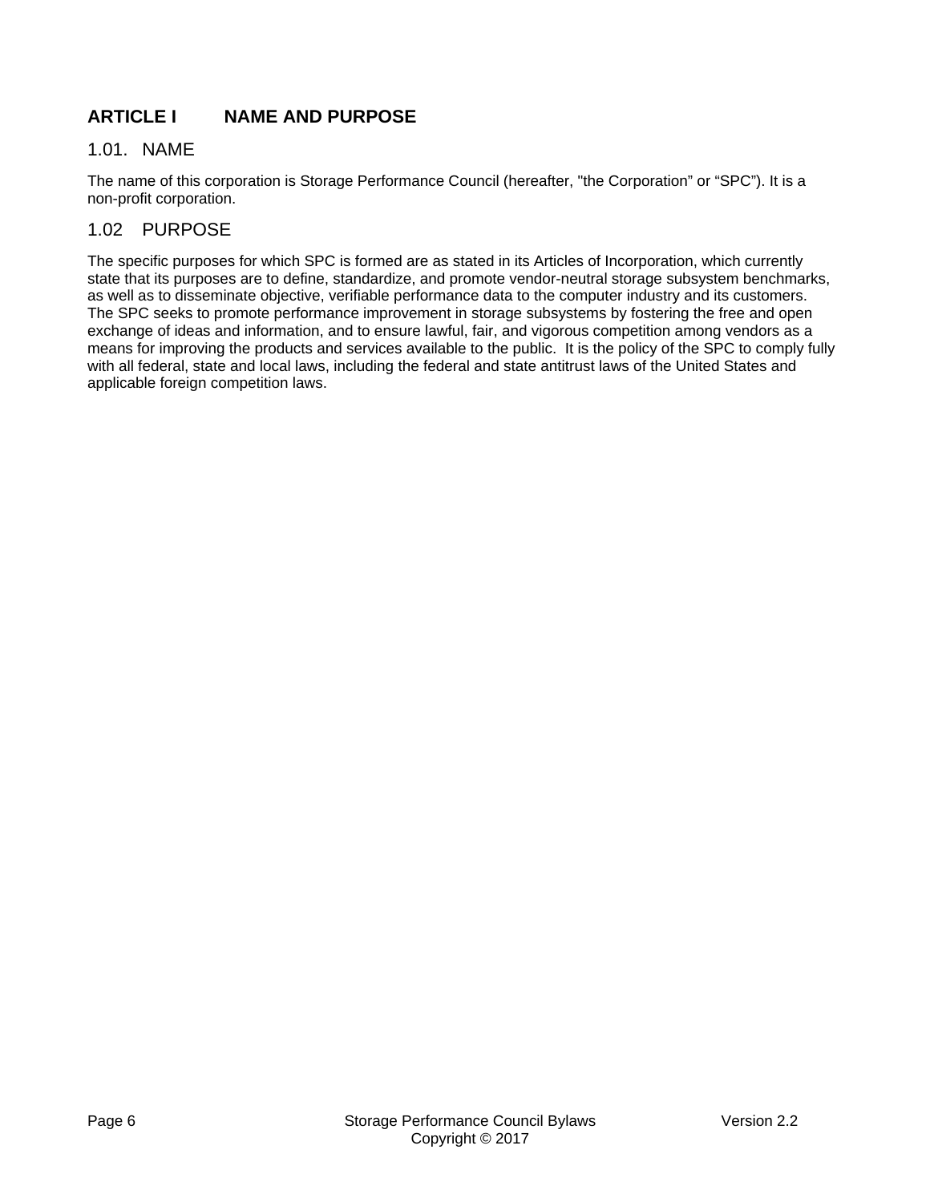# ARTICLE I NAME AND PURPOSE

## 1.01. NAME

The name of this corporation is Storage Performance Council (hereafter, "the Corporation" or "SPC"). It is a non-profit corporation.

## 1.02 PURPOSE

The specific purposes for which SPC is formed are as stated in its Articles of Incorporation, which currently state that its purposes are to define, standardize, and promote vendor-neutral storage subsystem benchmarks, as well as to disseminate objective, verifiable performance data to the computer industry and its customers. The SPC seeks to promote performance improvement in storage subsystems by fostering the free and open exchange of ideas and information, and to ensure lawful, fair, and vigorous competition among vendors as a means for improving the products and services available to the public. It is the policy of the SPC to comply fully with all federal, state and local laws, including the federal and state antitrust laws of the United States and applicable foreign competition laws.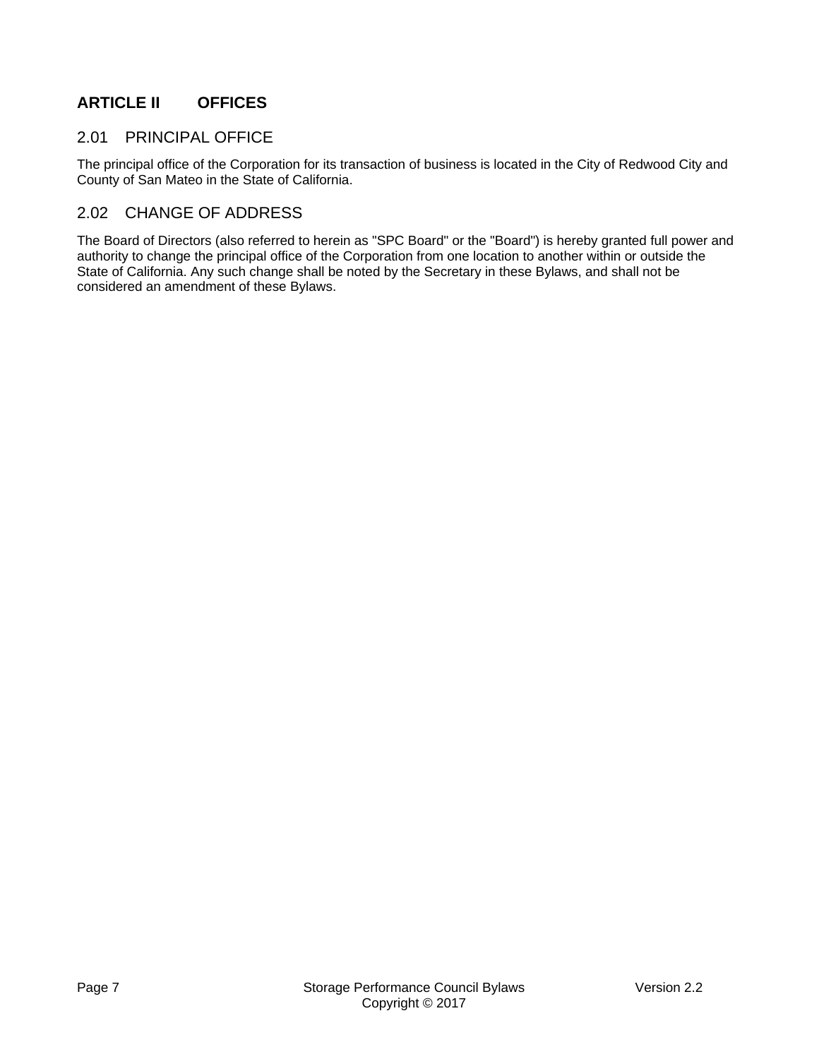# ARTICLE II OFFICES

## 2.01 PRINCIPAL OFFICE

The principal office of the Corporation for its transaction of business is located in the City of Redwood City and County of San Mateo in the State of California.

## 2.02 CHANGE OF ADDRESS

The Board of Directors (also referred to herein as "SPC Board" or the "Board") is hereby granted full power and authority to change the principal office of the Corporation from one location to another within or outside the State of California. Any such change shall be noted by the Secretary in these Bylaws, and shall not be considered an amendment of these Bylaws.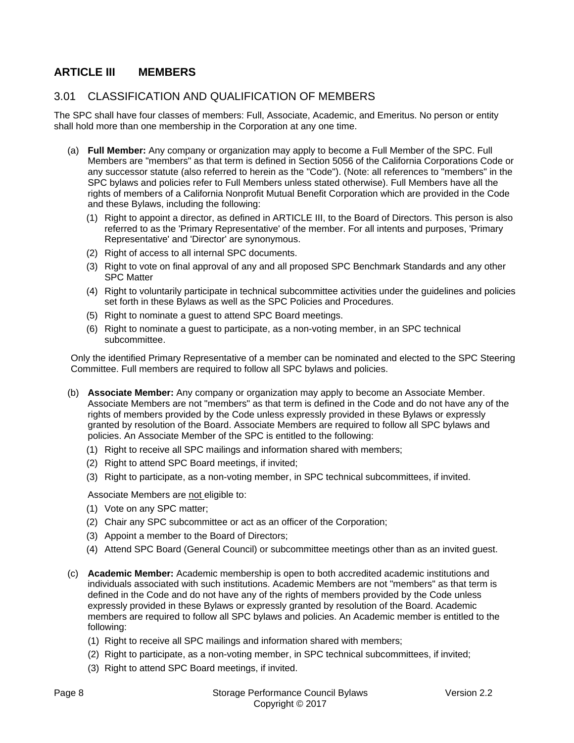# ARTICLE III MEMBERS

## 3.01 CLASSIFICATION AND QUALIFICATION OF MEMBERS

The SPC shall have four classes of members: Full, Associate, Academic, and Emeritus. No person or entity shall hold more than one membership in the Corporation at any one time.

(a) **Full Member:** Any company or organization may apply to become a Full Member of the SPC. Full Members are "members" as that term is defined in Section 5056 of the California Corporations Code or any successor statute (also referred to herein as the "Code"). (Note: all references to "members" in the SPC bylaws and policies refer to Full Members unless stated otherwise). Full Members have all the rights of members of a California Nonprofit Mutual Benefit Corporation which are provided in the Code and these Bylaws, including the following:

  (1) Right to appoint a director, as defined in ARTICLE III, to the Board of Directors. This person is also referred to as the 'Primary Representative' of the member. For all intents and purposes, 'Primary Representative' and 'Director' are synonymous.

  (2) Right of access to all internal SPC documents.

  (3) Right to vote on final approval of any and all proposed SPC Benchmark Standards and any other SPC Matter

  (4) Right to voluntarily participate in technical subcommittee activities under the guidelines and policies set forth in these Bylaws as well as the SPC Policies and Procedures.

  (5) Right to nominate a guest to attend SPC Board meetings.

  (6) Right to nominate a guest to participate, as a non-voting member, in an SPC technical subcommittee.

Only the identified Primary Representative of a member can be nominated and elected to the SPC Steering Committee. Full members are required to follow all SPC bylaws and policies.

(b) **Associate Member:** Any company or organization may apply to become an Associate Member. Associate Members are not "members" as that term is defined in the Code and do not have any of the rights of members provided by the Code unless expressly provided in these Bylaws or expressly granted by resolution of the Board. Associate Members are required to follow all SPC bylaws and policies. An Associate Member of the SPC is entitled to the following:

  (1) Right to receive all SPC mailings and information shared with members;

  (2) Right to attend SPC Board meetings, if invited;

  (3) Right to participate, as a non-voting member, in SPC technical subcommittees, if invited.

  Associate Members are <u>not</u> eligible to:

  (1) Vote on any SPC matter;

  (2) Chair any SPC subcommittee or act as an officer of the Corporation;

  (3) Appoint a member to the Board of Directors;

  (4) Attend SPC Board (General Council) or subcommittee meetings other than as an invited guest.

(c) **Academic Member:** Academic membership is open to both accredited academic institutions and individuals associated with such institutions. Academic Members are not "members" as that term is defined in the Code and do not have any of the rights of members provided by the Code unless expressly provided in these Bylaws or expressly granted by resolution of the Board. Academic members are required to follow all SPC bylaws and policies. An Academic member is entitled to the following:

  (1) Right to receive all SPC mailings and information shared with members;

  (2) Right to participate, as a non-voting member, in SPC technical subcommittees, if invited;

  (3) Right to attend SPC Board meetings, if invited.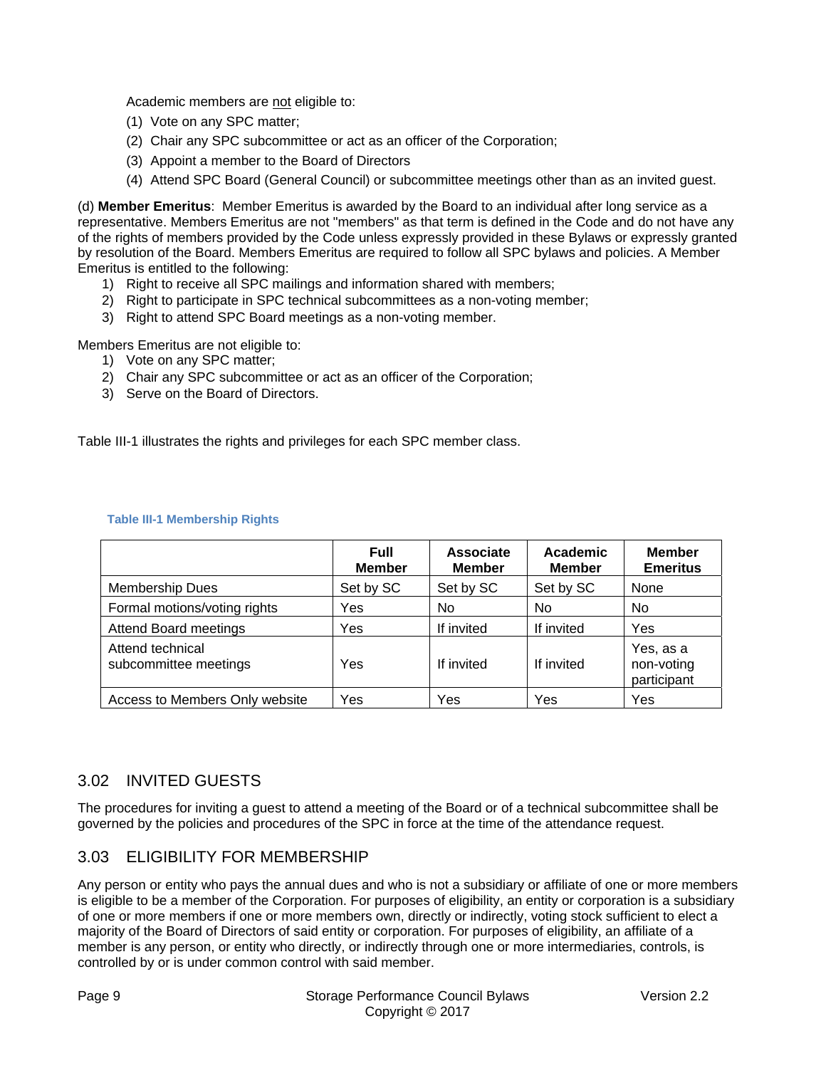Academic members are not eligible to:

(1) Vote on any SPC matter;

(2) Chair any SPC subcommittee or act as an officer of the Corporation;

(3) Appoint a member to the Board of Directors

(4) Attend SPC Board (General Council) or subcommittee meetings other than as an invited guest.

(d) **Member Emeritus**: Member Emeritus is awarded by the Board to an individual after long service as a representative. Members Emeritus are not "members" as that term is defined in the Code and do not have any of the rights of members provided by the Code unless expressly provided in these Bylaws or expressly granted by resolution of the Board. Members Emeritus are required to follow all SPC bylaws and policies. A Member Emeritus is entitled to the following:

1) Right to receive all SPC mailings and information shared with members;
2) Right to participate in SPC technical subcommittees as a non-voting member;
3) Right to attend SPC Board meetings as a non-voting member.

Members Emeritus are not eligible to:

1) Vote on any SPC matter;
2) Chair any SPC subcommittee or act as an officer of the Corporation;
3) Serve on the Board of Directors.

Table III-1 illustrates the rights and privileges for each SPC member class.

**Table III-1 Membership Rights**

| | Full Member | Associate Member | Academic Member | Member Emeritus |
|---|---|---|---|---|
| Membership Dues | Set by SC | Set by SC | Set by SC | None |
| Formal motions/voting rights | Yes | No | No | No |
| Attend Board meetings | Yes | If invited | If invited | Yes |
| Attend technical subcommittee meetings | Yes | If invited | If invited | Yes, as a non-voting participant |
| Access to Members Only website | Yes | Yes | Yes | Yes |

## 3.02 INVITED GUESTS

The procedures for inviting a guest to attend a meeting of the Board or of a technical subcommittee shall be governed by the policies and procedures of the SPC in force at the time of the attendance request.

## 3.03 ELIGIBILITY FOR MEMBERSHIP

Any person or entity who pays the annual dues and who is not a subsidiary or affiliate of one or more members is eligible to be a member of the Corporation. For purposes of eligibility, an entity or corporation is a subsidiary of one or more members if one or more members own, directly or indirectly, voting stock sufficient to elect a majority of the Board of Directors of said entity or corporation. For purposes of eligibility, an affiliate of a member is any person, or entity who directly, or indirectly through one or more intermediaries, controls, is controlled by or is under common control with said member.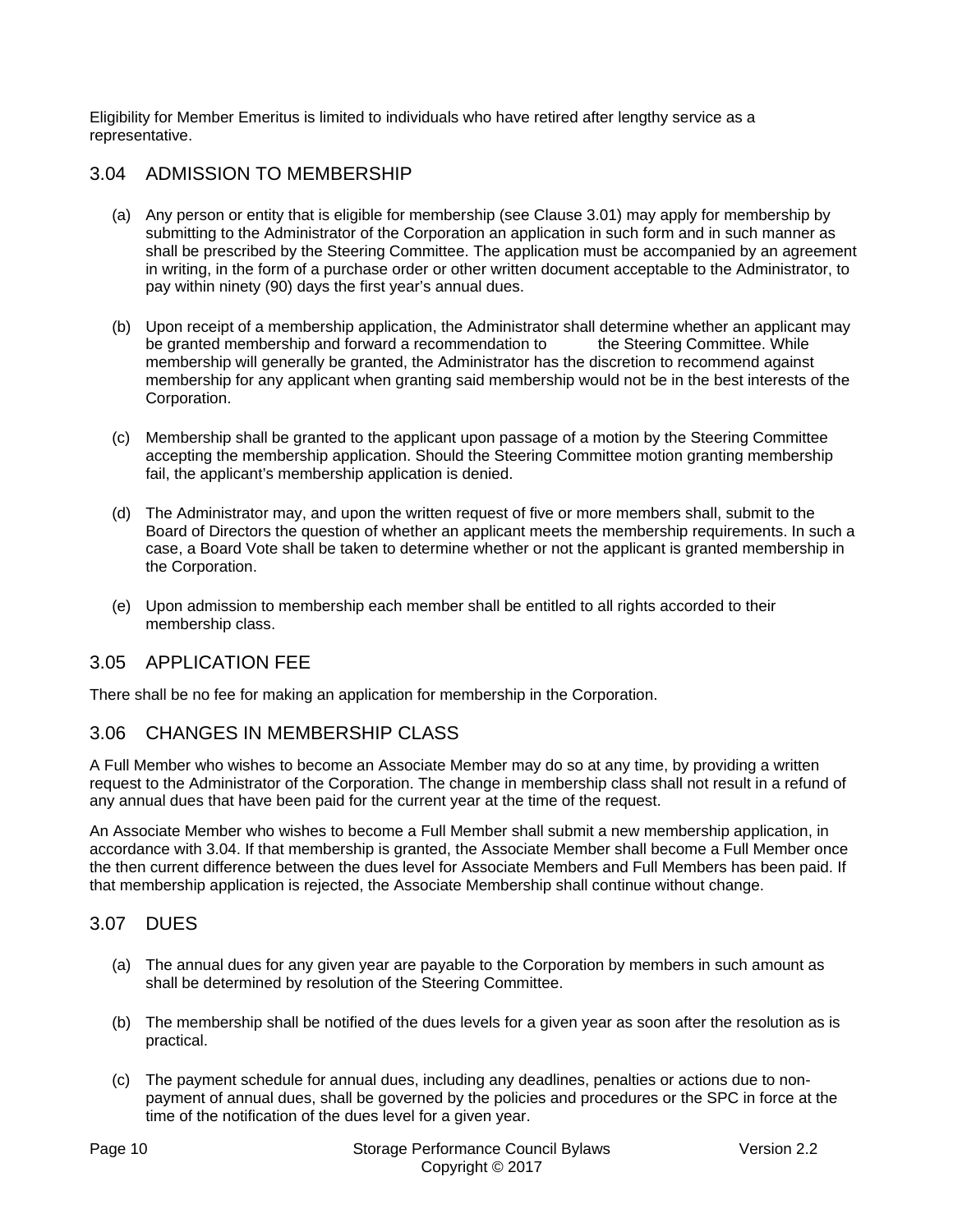Eligibility for Member Emeritus is limited to individuals who have retired after lengthy service as a representative.

## 3.04 ADMISSION TO MEMBERSHIP

(a) Any person or entity that is eligible for membership (see Clause 3.01) may apply for membership by submitting to the Administrator of the Corporation an application in such form and in such manner as shall be prescribed by the Steering Committee. The application must be accompanied by an agreement in writing, in the form of a purchase order or other written document acceptable to the Administrator, to pay within ninety (90) days the first year's annual dues.

(b) Upon receipt of a membership application, the Administrator shall determine whether an applicant may be granted membership and forward a recommendation to the Steering Committee. While membership will generally be granted, the Administrator has the discretion to recommend against membership for any applicant when granting said membership would not be in the best interests of the Corporation.

(c) Membership shall be granted to the applicant upon passage of a motion by the Steering Committee accepting the membership application. Should the Steering Committee motion granting membership fail, the applicant's membership application is denied.

(d) The Administrator may, and upon the written request of five or more members shall, submit to the Board of Directors the question of whether an applicant meets the membership requirements. In such a case, a Board Vote shall be taken to determine whether or not the applicant is granted membership in the Corporation.

(e) Upon admission to membership each member shall be entitled to all rights accorded to their membership class.

## 3.05 APPLICATION FEE

There shall be no fee for making an application for membership in the Corporation.

## 3.06 CHANGES IN MEMBERSHIP CLASS

A Full Member who wishes to become an Associate Member may do so at any time, by providing a written request to the Administrator of the Corporation. The change in membership class shall not result in a refund of any annual dues that have been paid for the current year at the time of the request.

An Associate Member who wishes to become a Full Member shall submit a new membership application, in accordance with 3.04. If that membership is granted, the Associate Member shall become a Full Member once the then current difference between the dues level for Associate Members and Full Members has been paid. If that membership application is rejected, the Associate Membership shall continue without change.

## 3.07 DUES

(a) The annual dues for any given year are payable to the Corporation by members in such amount as shall be determined by resolution of the Steering Committee.

(b) The membership shall be notified of the dues levels for a given year as soon after the resolution as is practical.

(c) The payment schedule for annual dues, including any deadlines, penalties or actions due to non-payment of annual dues, shall be governed by the policies and procedures or the SPC in force at the time of the notification of the dues level for a given year.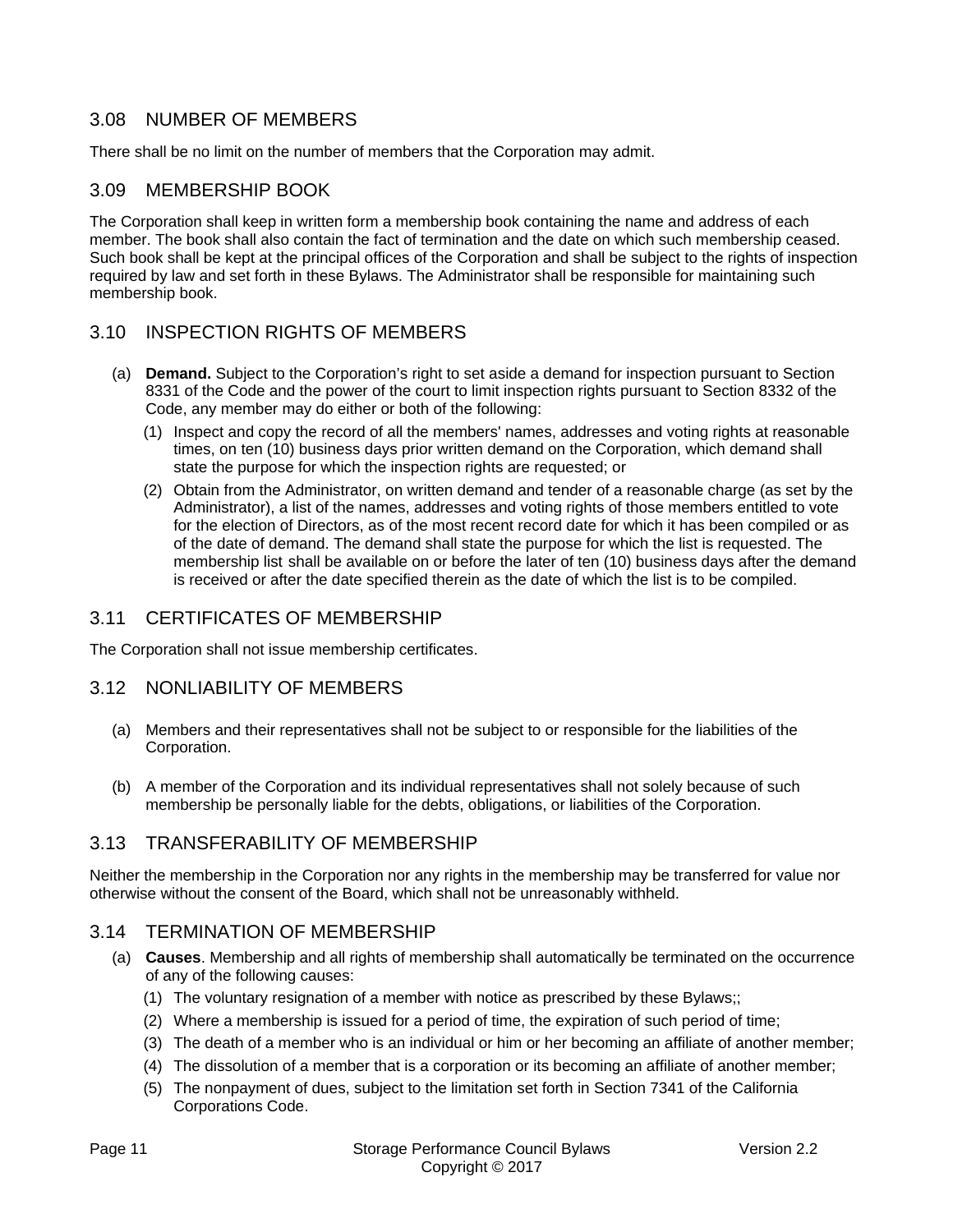## 3.08 NUMBER OF MEMBERS

There shall be no limit on the number of members that the Corporation may admit.

## 3.09 MEMBERSHIP BOOK

The Corporation shall keep in written form a membership book containing the name and address of each member. The book shall also contain the fact of termination and the date on which such membership ceased. Such book shall be kept at the principal offices of the Corporation and shall be subject to the rights of inspection required by law and set forth in these Bylaws. The Administrator shall be responsible for maintaining such membership book.

## 3.10 INSPECTION RIGHTS OF MEMBERS

(a) **Demand.** Subject to the Corporation's right to set aside a demand for inspection pursuant to Section 8331 of the Code and the power of the court to limit inspection rights pursuant to Section 8332 of the Code, any member may do either or both of the following:

  (1) Inspect and copy the record of all the members' names, addresses and voting rights at reasonable times, on ten (10) business days prior written demand on the Corporation, which demand shall state the purpose for which the inspection rights are requested; or

  (2) Obtain from the Administrator, on written demand and tender of a reasonable charge (as set by the Administrator), a list of the names, addresses and voting rights of those members entitled to vote for the election of Directors, as of the most recent record date for which it has been compiled or as of the date of demand. The demand shall state the purpose for which the list is requested. The membership list shall be available on or before the later of ten (10) business days after the demand is received or after the date specified therein as the date of which the list is to be compiled.

## 3.11 CERTIFICATES OF MEMBERSHIP

The Corporation shall not issue membership certificates.

## 3.12 NONLIABILITY OF MEMBERS

(a) Members and their representatives shall not be subject to or responsible for the liabilities of the Corporation.

(b) A member of the Corporation and its individual representatives shall not solely because of such membership be personally liable for the debts, obligations, or liabilities of the Corporation.

## 3.13 TRANSFERABILITY OF MEMBERSHIP

Neither the membership in the Corporation nor any rights in the membership may be transferred for value nor otherwise without the consent of the Board, which shall not be unreasonably withheld.

## 3.14 TERMINATION OF MEMBERSHIP

(a) **Causes**. Membership and all rights of membership shall automatically be terminated on the occurrence of any of the following causes:

  (1) The voluntary resignation of a member with notice as prescribed by these Bylaws;;

  (2) Where a membership is issued for a period of time, the expiration of such period of time;

  (3) The death of a member who is an individual or him or her becoming an affiliate of another member;

  (4) The dissolution of a member that is a corporation or its becoming an affiliate of another member;

  (5) The nonpayment of dues, subject to the limitation set forth in Section 7341 of the California Corporations Code.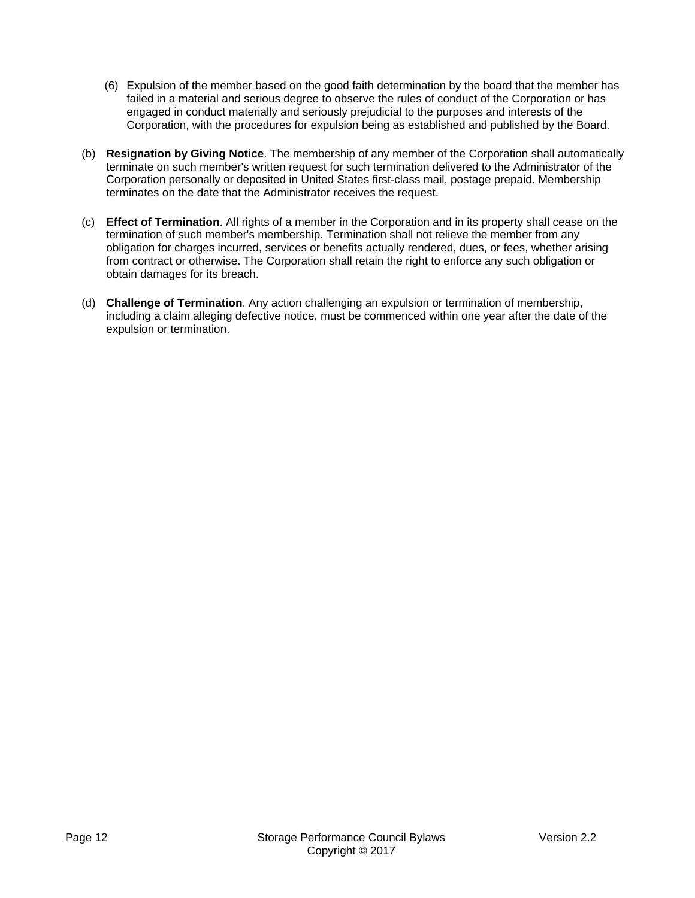(6) Expulsion of the member based on the good faith determination by the board that the member has failed in a material and serious degree to observe the rules of conduct of the Corporation or has engaged in conduct materially and seriously prejudicial to the purposes and interests of the Corporation, with the procedures for expulsion being as established and published by the Board.

(b) **Resignation by Giving Notice**. The membership of any member of the Corporation shall automatically terminate on such member's written request for such termination delivered to the Administrator of the Corporation personally or deposited in United States first-class mail, postage prepaid. Membership terminates on the date that the Administrator receives the request.

(c) **Effect of Termination**. All rights of a member in the Corporation and in its property shall cease on the termination of such member's membership. Termination shall not relieve the member from any obligation for charges incurred, services or benefits actually rendered, dues, or fees, whether arising from contract or otherwise. The Corporation shall retain the right to enforce any such obligation or obtain damages for its breach.

(d) **Challenge of Termination**. Any action challenging an expulsion or termination of membership, including a claim alleging defective notice, must be commenced within one year after the date of the expulsion or termination.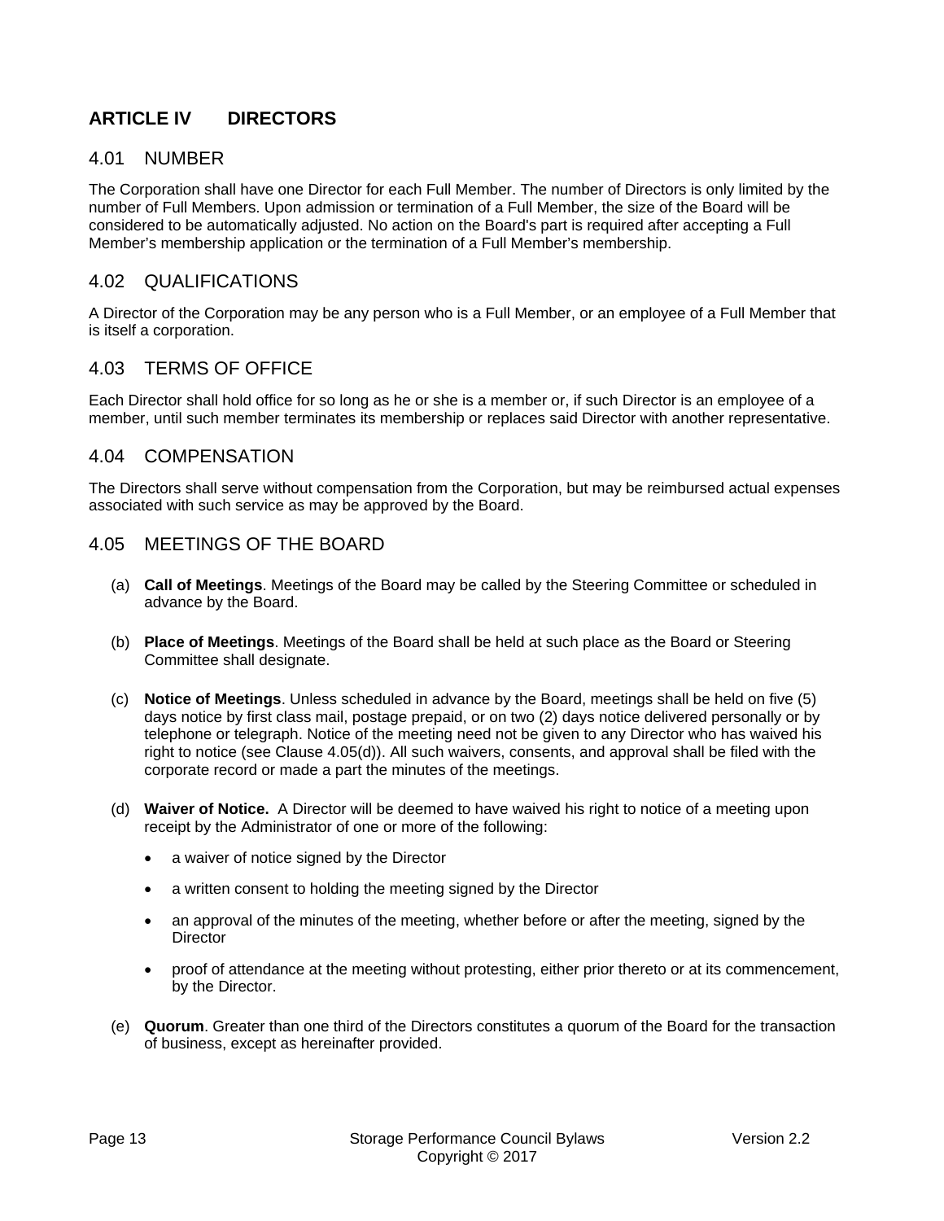## ARTICLE IV DIRECTORS

### 4.01 NUMBER

The Corporation shall have one Director for each Full Member. The number of Directors is only limited by the number of Full Members. Upon admission or termination of a Full Member, the size of the Board will be considered to be automatically adjusted. No action on the Board's part is required after accepting a Full Member's membership application or the termination of a Full Member's membership.

### 4.02 QUALIFICATIONS

A Director of the Corporation may be any person who is a Full Member, or an employee of a Full Member that is itself a corporation.

### 4.03 TERMS OF OFFICE

Each Director shall hold office for so long as he or she is a member or, if such Director is an employee of a member, until such member terminates its membership or replaces said Director with another representative.

### 4.04 COMPENSATION

The Directors shall serve without compensation from the Corporation, but may be reimbursed actual expenses associated with such service as may be approved by the Board.

### 4.05 MEETINGS OF THE BOARD

(a) **Call of Meetings**. Meetings of the Board may be called by the Steering Committee or scheduled in advance by the Board.

(b) **Place of Meetings**. Meetings of the Board shall be held at such place as the Board or Steering Committee shall designate.

(c) **Notice of Meetings**. Unless scheduled in advance by the Board, meetings shall be held on five (5) days notice by first class mail, postage prepaid, or on two (2) days notice delivered personally or by telephone or telegraph. Notice of the meeting need not be given to any Director who has waived his right to notice (see Clause 4.05(d)). All such waivers, consents, and approval shall be filed with the corporate record or made a part the minutes of the meetings.

(d) **Waiver of Notice.** A Director will be deemed to have waived his right to notice of a meeting upon receipt by the Administrator of one or more of the following:

- a waiver of notice signed by the Director
- a written consent to holding the meeting signed by the Director
- an approval of the minutes of the meeting, whether before or after the meeting, signed by the Director
- proof of attendance at the meeting without protesting, either prior thereto or at its commencement, by the Director.

(e) **Quorum**. Greater than one third of the Directors constitutes a quorum of the Board for the transaction of business, except as hereinafter provided.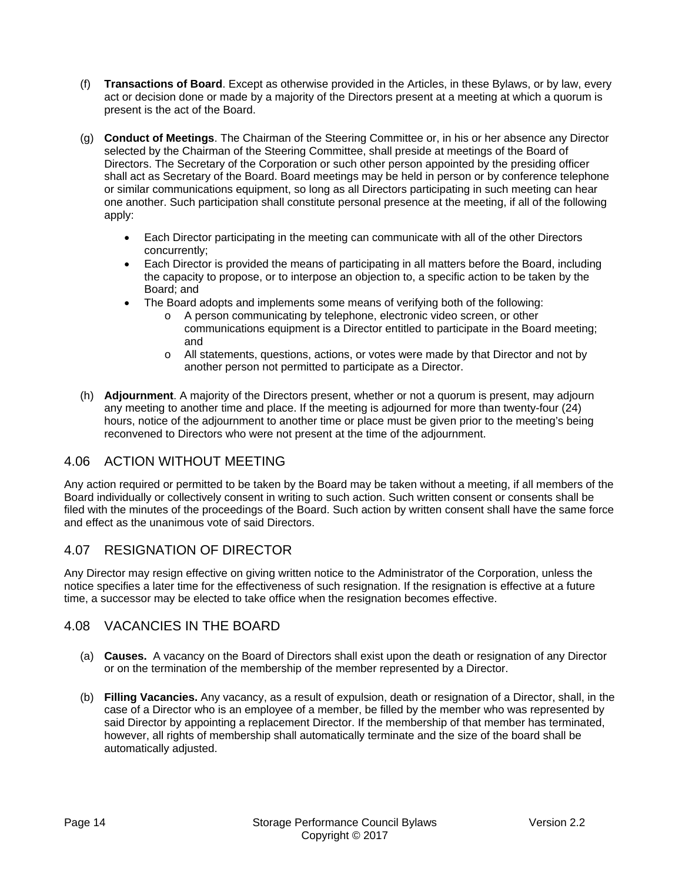(f) **Transactions of Board**. Except as otherwise provided in the Articles, in these Bylaws, or by law, every act or decision done or made by a majority of the Directors present at a meeting at which a quorum is present is the act of the Board.

(g) **Conduct of Meetings**. The Chairman of the Steering Committee or, in his or her absence any Director selected by the Chairman of the Steering Committee, shall preside at meetings of the Board of Directors. The Secretary of the Corporation or such other person appointed by the presiding officer shall act as Secretary of the Board. Board meetings may be held in person or by conference telephone or similar communications equipment, so long as all Directors participating in such meeting can hear one another. Such participation shall constitute personal presence at the meeting, if all of the following apply:

- Each Director participating in the meeting can communicate with all of the other Directors concurrently;
- Each Director is provided the means of participating in all matters before the Board, including the capacity to propose, or to interpose an objection to, a specific action to be taken by the Board; and
- The Board adopts and implements some means of verifying both of the following:
  - A person communicating by telephone, electronic video screen, or other communications equipment is a Director entitled to participate in the Board meeting; and
  - All statements, questions, actions, or votes were made by that Director and not by another person not permitted to participate as a Director.

(h) **Adjournment**. A majority of the Directors present, whether or not a quorum is present, may adjourn any meeting to another time and place. If the meeting is adjourned for more than twenty-four (24) hours, notice of the adjournment to another time or place must be given prior to the meeting's being reconvened to Directors who were not present at the time of the adjournment.

## 4.06 ACTION WITHOUT MEETING

Any action required or permitted to be taken by the Board may be taken without a meeting, if all members of the Board individually or collectively consent in writing to such action. Such written consent or consents shall be filed with the minutes of the proceedings of the Board. Such action by written consent shall have the same force and effect as the unanimous vote of said Directors.

## 4.07 RESIGNATION OF DIRECTOR

Any Director may resign effective on giving written notice to the Administrator of the Corporation, unless the notice specifies a later time for the effectiveness of such resignation. If the resignation is effective at a future time, a successor may be elected to take office when the resignation becomes effective.

## 4.08 VACANCIES IN THE BOARD

(a) **Causes.** A vacancy on the Board of Directors shall exist upon the death or resignation of any Director or on the termination of the membership of the member represented by a Director.

(b) **Filling Vacancies.** Any vacancy, as a result of expulsion, death or resignation of a Director, shall, in the case of a Director who is an employee of a member, be filled by the member who was represented by said Director by appointing a replacement Director. If the membership of that member has terminated, however, all rights of membership shall automatically terminate and the size of the board shall be automatically adjusted.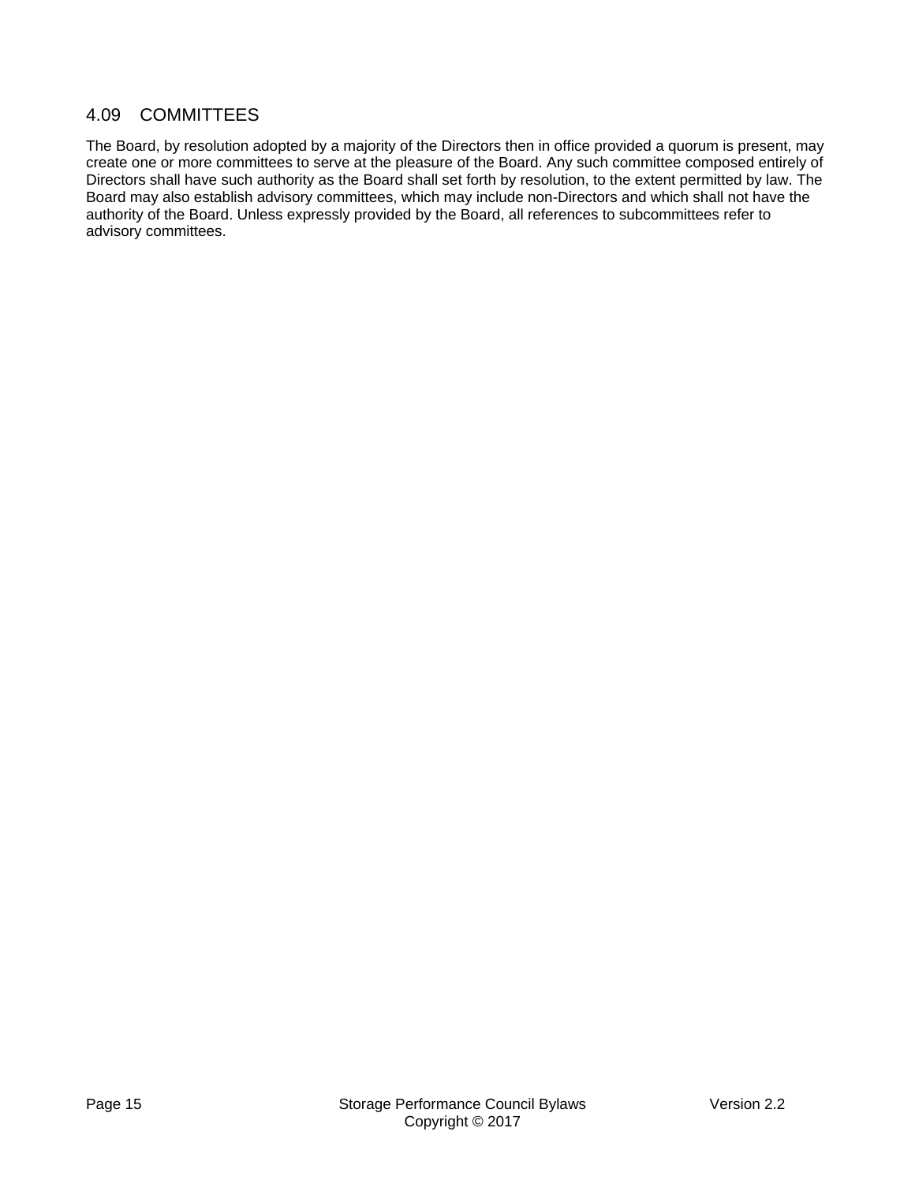## 4.09 COMMITTEES

The Board, by resolution adopted by a majority of the Directors then in office provided a quorum is present, may create one or more committees to serve at the pleasure of the Board. Any such committee composed entirely of Directors shall have such authority as the Board shall set forth by resolution, to the extent permitted by law. The Board may also establish advisory committees, which may include non-Directors and which shall not have the authority of the Board. Unless expressly provided by the Board, all references to subcommittees refer to advisory committees.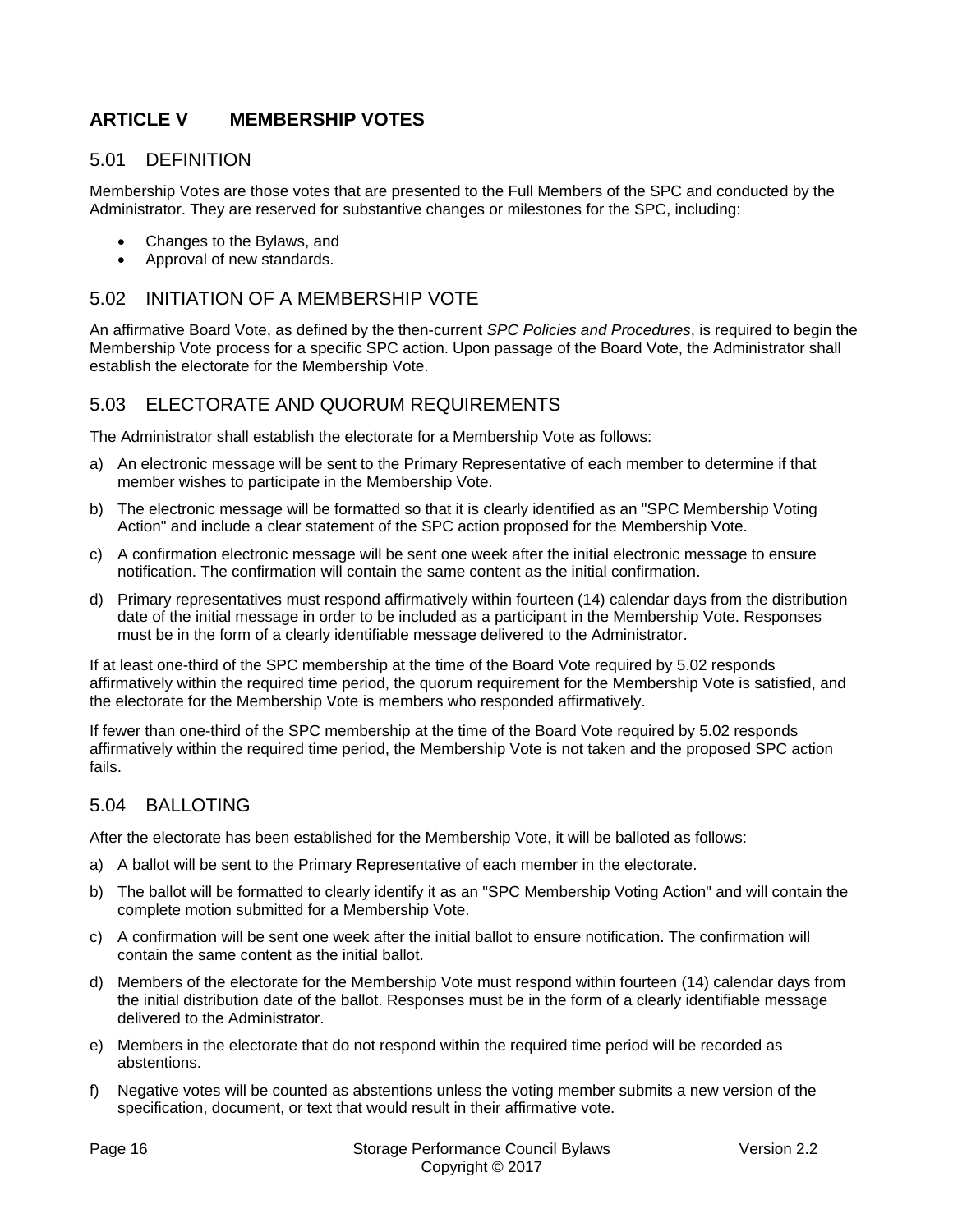## ARTICLE V MEMBERSHIP VOTES

### 5.01 DEFINITION

Membership Votes are those votes that are presented to the Full Members of the SPC and conducted by the Administrator. They are reserved for substantive changes or milestones for the SPC, including:

- Changes to the Bylaws, and
- Approval of new standards.

### 5.02 INITIATION OF A MEMBERSHIP VOTE

An affirmative Board Vote, as defined by the then-current *SPC Policies and Procedures*, is required to begin the Membership Vote process for a specific SPC action. Upon passage of the Board Vote, the Administrator shall establish the electorate for the Membership Vote.

### 5.03 ELECTORATE AND QUORUM REQUIREMENTS

The Administrator shall establish the electorate for a Membership Vote as follows:

a) An electronic message will be sent to the Primary Representative of each member to determine if that member wishes to participate in the Membership Vote.

b) The electronic message will be formatted so that it is clearly identified as an "SPC Membership Voting Action" and include a clear statement of the SPC action proposed for the Membership Vote.

c) A confirmation electronic message will be sent one week after the initial electronic message to ensure notification. The confirmation will contain the same content as the initial confirmation.

d) Primary representatives must respond affirmatively within fourteen (14) calendar days from the distribution date of the initial message in order to be included as a participant in the Membership Vote. Responses must be in the form of a clearly identifiable message delivered to the Administrator.

If at least one-third of the SPC membership at the time of the Board Vote required by 5.02 responds affirmatively within the required time period, the quorum requirement for the Membership Vote is satisfied, and the electorate for the Membership Vote is members who responded affirmatively.

If fewer than one-third of the SPC membership at the time of the Board Vote required by 5.02 responds affirmatively within the required time period, the Membership Vote is not taken and the proposed SPC action fails.

### 5.04 BALLOTING

After the electorate has been established for the Membership Vote, it will be balloted as follows:

a) A ballot will be sent to the Primary Representative of each member in the electorate.

b) The ballot will be formatted to clearly identify it as an "SPC Membership Voting Action" and will contain the complete motion submitted for a Membership Vote.

c) A confirmation will be sent one week after the initial ballot to ensure notification. The confirmation will contain the same content as the initial ballot.

d) Members of the electorate for the Membership Vote must respond within fourteen (14) calendar days from the initial distribution date of the ballot. Responses must be in the form of a clearly identifiable message delivered to the Administrator.

e) Members in the electorate that do not respond within the required time period will be recorded as abstentions.

f) Negative votes will be counted as abstentions unless the voting member submits a new version of the specification, document, or text that would result in their affirmative vote.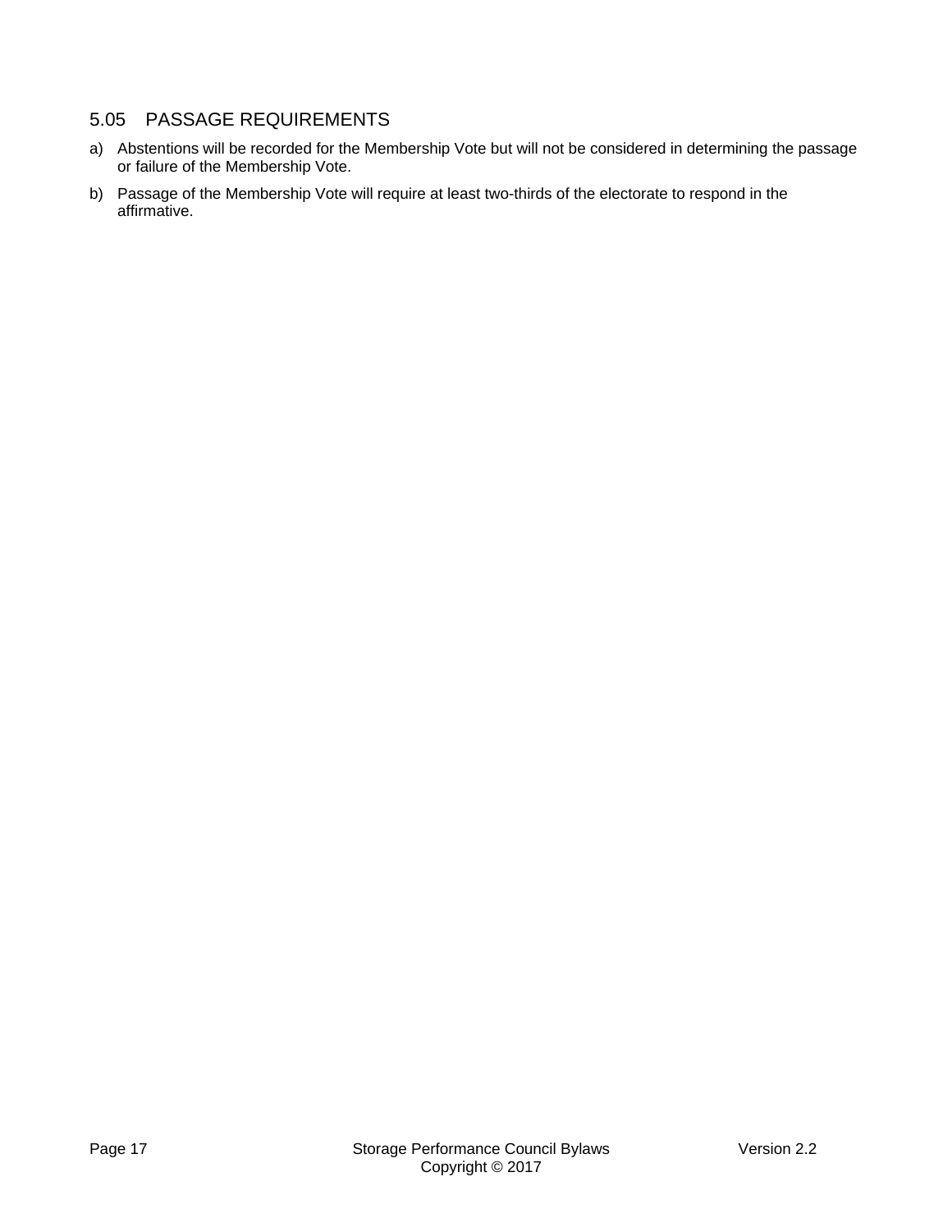## 5.05 PASSAGE REQUIREMENTS

a) Abstentions will be recorded for the Membership Vote but will not be considered in determining the passage or failure of the Membership Vote.

b) Passage of the Membership Vote will require at least two-thirds of the electorate to respond in the affirmative.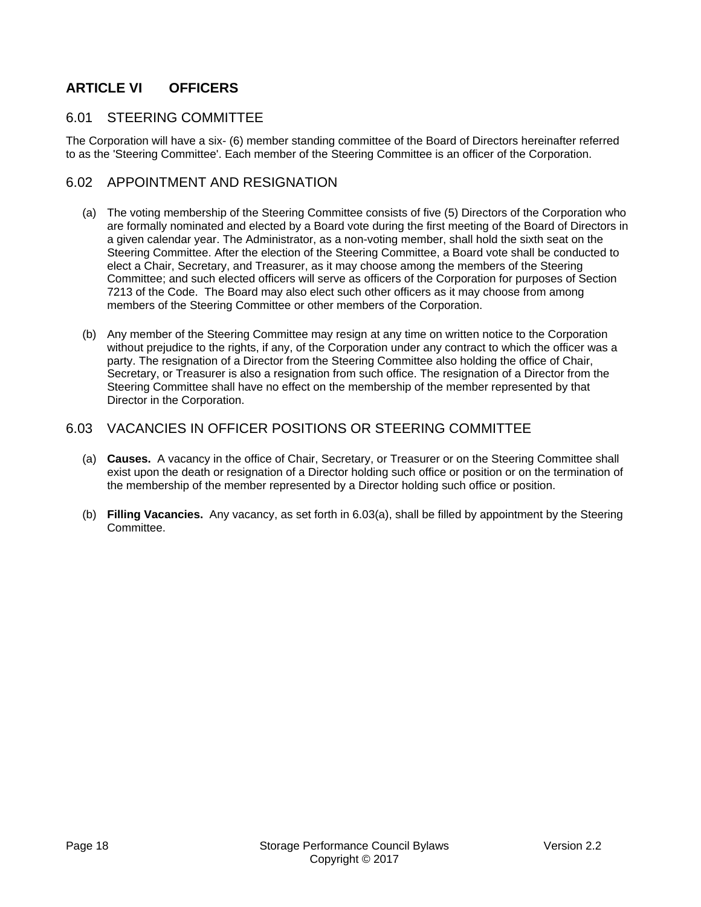## ARTICLE VI OFFICERS

### 6.01 STEERING COMMITTEE

The Corporation will have a six- (6) member standing committee of the Board of Directors hereinafter referred to as the 'Steering Committee'. Each member of the Steering Committee is an officer of the Corporation.

### 6.02 APPOINTMENT AND RESIGNATION

(a) The voting membership of the Steering Committee consists of five (5) Directors of the Corporation who are formally nominated and elected by a Board vote during the first meeting of the Board of Directors in a given calendar year. The Administrator, as a non-voting member, shall hold the sixth seat on the Steering Committee. After the election of the Steering Committee, a Board vote shall be conducted to elect a Chair, Secretary, and Treasurer, as it may choose among the members of the Steering Committee; and such elected officers will serve as officers of the Corporation for purposes of Section 7213 of the Code. The Board may also elect such other officers as it may choose from among members of the Steering Committee or other members of the Corporation.

(b) Any member of the Steering Committee may resign at any time on written notice to the Corporation without prejudice to the rights, if any, of the Corporation under any contract to which the officer was a party. The resignation of a Director from the Steering Committee also holding the office of Chair, Secretary, or Treasurer is also a resignation from such office. The resignation of a Director from the Steering Committee shall have no effect on the membership of the member represented by that Director in the Corporation.

### 6.03 VACANCIES IN OFFICER POSITIONS OR STEERING COMMITTEE

(a) **Causes.** A vacancy in the office of Chair, Secretary, or Treasurer or on the Steering Committee shall exist upon the death or resignation of a Director holding such office or position or on the termination of the membership of the member represented by a Director holding such office or position.

(b) **Filling Vacancies.** Any vacancy, as set forth in 6.03(a), shall be filled by appointment by the Steering Committee.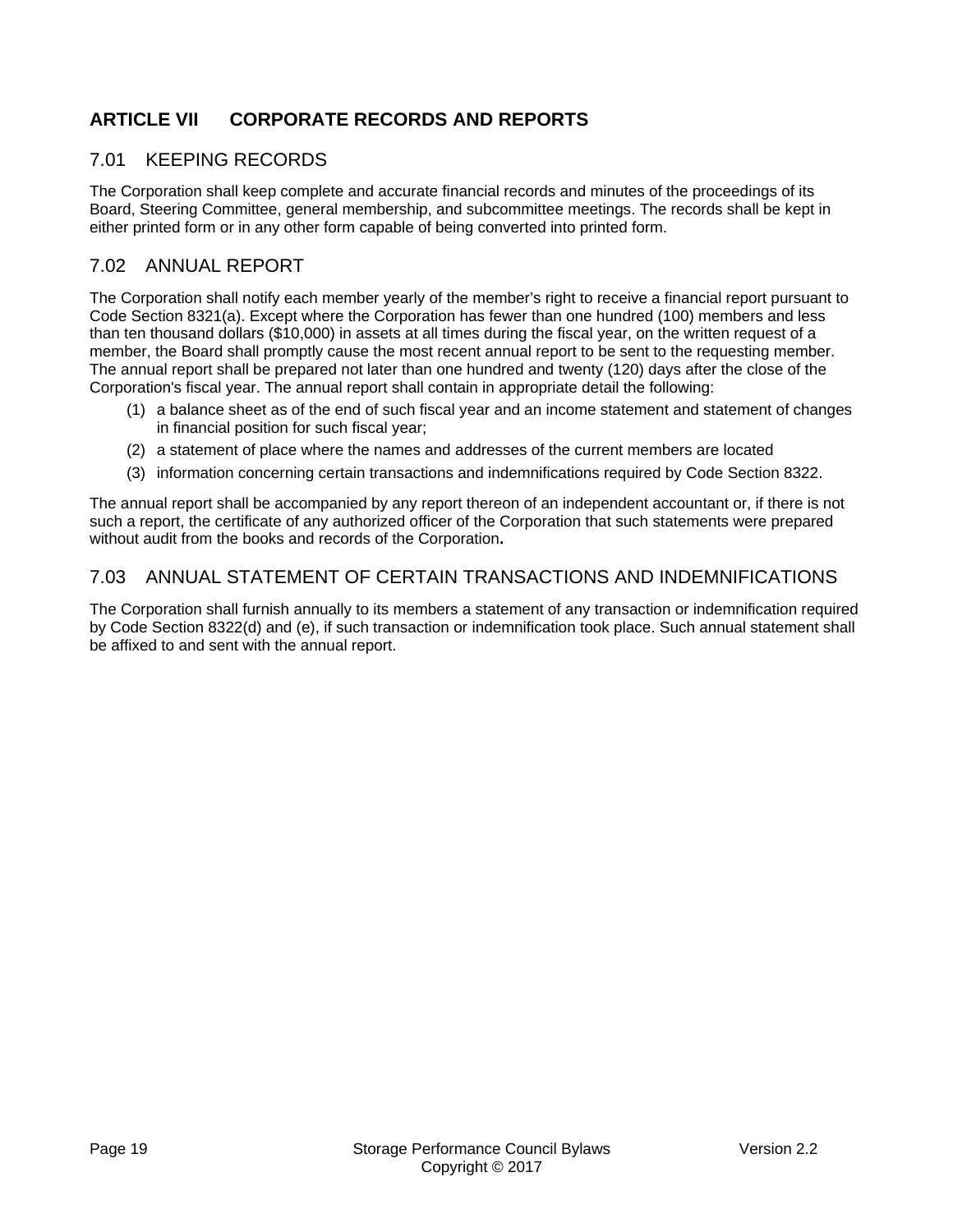## ARTICLE VII CORPORATE RECORDS AND REPORTS

### 7.01 KEEPING RECORDS

The Corporation shall keep complete and accurate financial records and minutes of the proceedings of its Board, Steering Committee, general membership, and subcommittee meetings. The records shall be kept in either printed form or in any other form capable of being converted into printed form.

### 7.02 ANNUAL REPORT

The Corporation shall notify each member yearly of the member's right to receive a financial report pursuant to Code Section 8321(a). Except where the Corporation has fewer than one hundred (100) members and less than ten thousand dollars ($10,000) in assets at all times during the fiscal year, on the written request of a member, the Board shall promptly cause the most recent annual report to be sent to the requesting member. The annual report shall be prepared not later than one hundred and twenty (120) days after the close of the Corporation's fiscal year. The annual report shall contain in appropriate detail the following:

(1) a balance sheet as of the end of such fiscal year and an income statement and statement of changes in financial position for such fiscal year;

(2) a statement of place where the names and addresses of the current members are located

(3) information concerning certain transactions and indemnifications required by Code Section 8322.

The annual report shall be accompanied by any report thereon of an independent accountant or, if there is not such a report, the certificate of any authorized officer of the Corporation that such statements were prepared without audit from the books and records of the Corporation**.**

### 7.03 ANNUAL STATEMENT OF CERTAIN TRANSACTIONS AND INDEMNIFICATIONS

The Corporation shall furnish annually to its members a statement of any transaction or indemnification required by Code Section 8322(d) and (e), if such transaction or indemnification took place. Such annual statement shall be affixed to and sent with the annual report.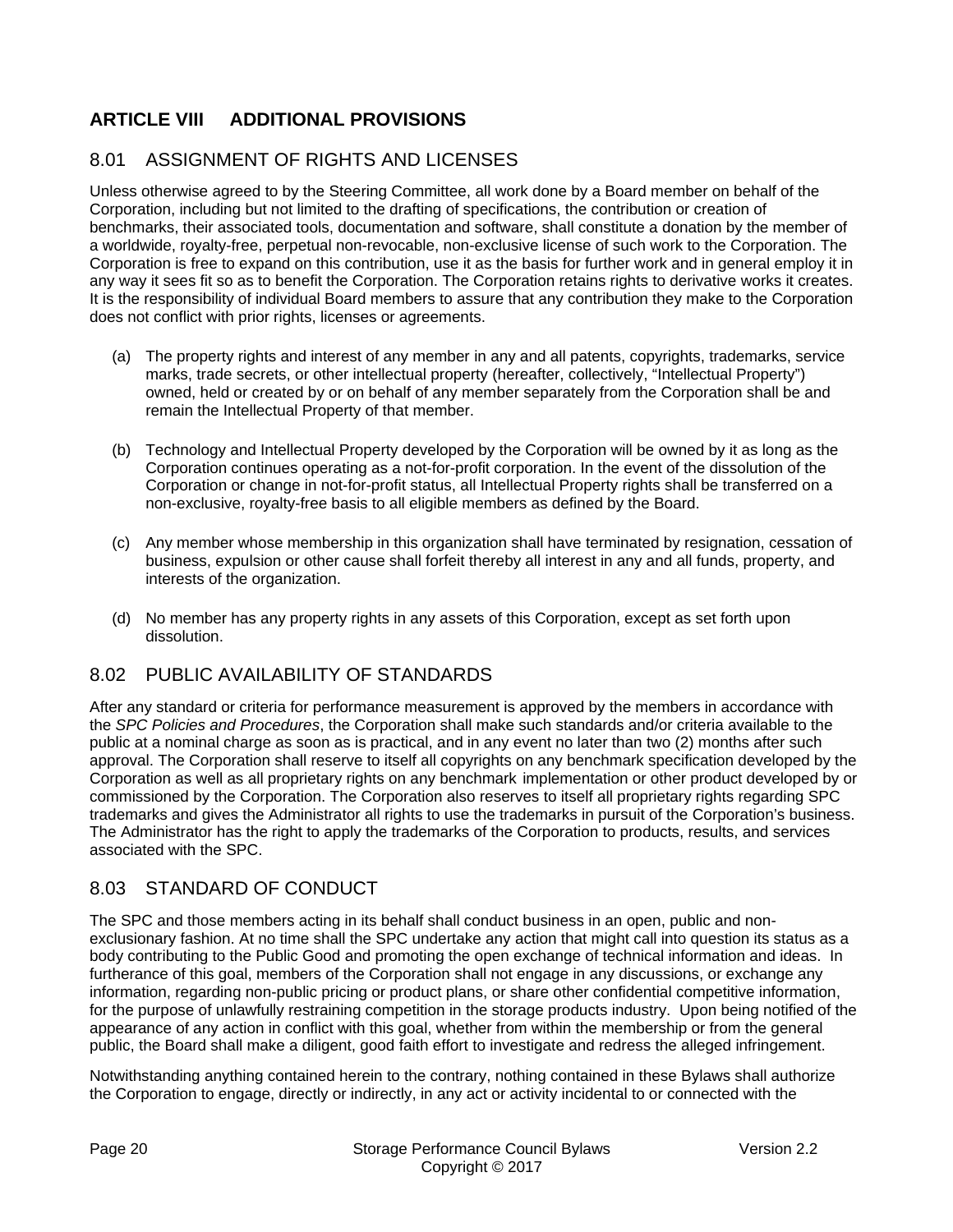## ARTICLE VIII ADDITIONAL PROVISIONS

### 8.01 ASSIGNMENT OF RIGHTS AND LICENSES

Unless otherwise agreed to by the Steering Committee, all work done by a Board member on behalf of the Corporation, including but not limited to the drafting of specifications, the contribution or creation of benchmarks, their associated tools, documentation and software, shall constitute a donation by the member of a worldwide, royalty-free, perpetual non-revocable, non-exclusive license of such work to the Corporation. The Corporation is free to expand on this contribution, use it as the basis for further work and in general employ it in any way it sees fit so as to benefit the Corporation. The Corporation retains rights to derivative works it creates. It is the responsibility of individual Board members to assure that any contribution they make to the Corporation does not conflict with prior rights, licenses or agreements.

(a) The property rights and interest of any member in any and all patents, copyrights, trademarks, service marks, trade secrets, or other intellectual property (hereafter, collectively, "Intellectual Property") owned, held or created by or on behalf of any member separately from the Corporation shall be and remain the Intellectual Property of that member.

(b) Technology and Intellectual Property developed by the Corporation will be owned by it as long as the Corporation continues operating as a not-for-profit corporation. In the event of the dissolution of the Corporation or change in not-for-profit status, all Intellectual Property rights shall be transferred on a non-exclusive, royalty-free basis to all eligible members as defined by the Board.

(c) Any member whose membership in this organization shall have terminated by resignation, cessation of business, expulsion or other cause shall forfeit thereby all interest in any and all funds, property, and interests of the organization.

(d) No member has any property rights in any assets of this Corporation, except as set forth upon dissolution.

### 8.02 PUBLIC AVAILABILITY OF STANDARDS

After any standard or criteria for performance measurement is approved by the members in accordance with the *SPC Policies and Procedures*, the Corporation shall make such standards and/or criteria available to the public at a nominal charge as soon as is practical, and in any event no later than two (2) months after such approval. The Corporation shall reserve to itself all copyrights on any benchmark specification developed by the Corporation as well as all proprietary rights on any benchmark implementation or other product developed by or commissioned by the Corporation. The Corporation also reserves to itself all proprietary rights regarding SPC trademarks and gives the Administrator all rights to use the trademarks in pursuit of the Corporation's business. The Administrator has the right to apply the trademarks of the Corporation to products, results, and services associated with the SPC.

### 8.03 STANDARD OF CONDUCT

The SPC and those members acting in its behalf shall conduct business in an open, public and non-exclusionary fashion. At no time shall the SPC undertake any action that might call into question its status as a body contributing to the Public Good and promoting the open exchange of technical information and ideas. In furtherance of this goal, members of the Corporation shall not engage in any discussions, or exchange any information, regarding non-public pricing or product plans, or share other confidential competitive information, for the purpose of unlawfully restraining competition in the storage products industry. Upon being notified of the appearance of any action in conflict with this goal, whether from within the membership or from the general public, the Board shall make a diligent, good faith effort to investigate and redress the alleged infringement.

Notwithstanding anything contained herein to the contrary, nothing contained in these Bylaws shall authorize the Corporation to engage, directly or indirectly, in any act or activity incidental to or connected with the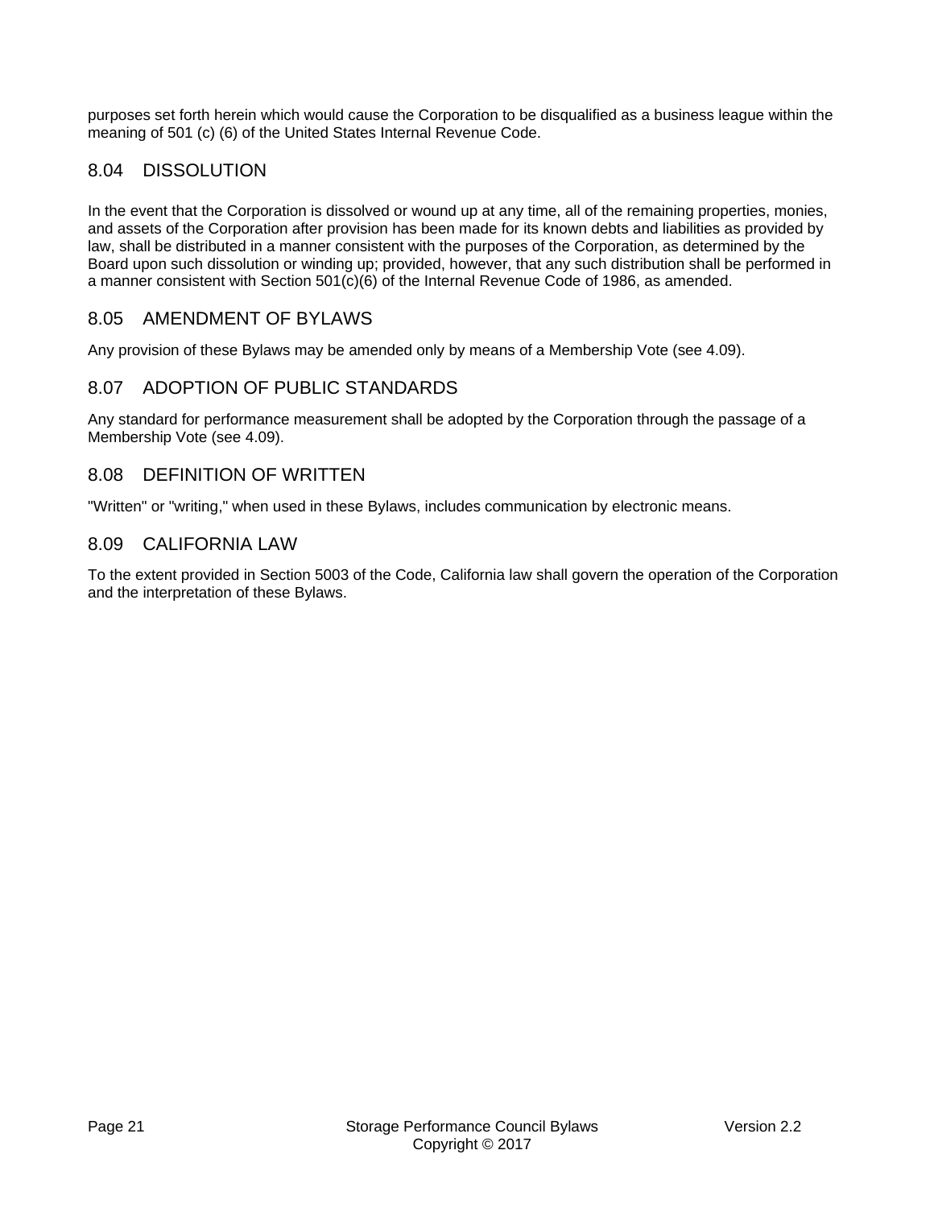purposes set forth herein which would cause the Corporation to be disqualified as a business league within the meaning of 501 (c) (6) of the United States Internal Revenue Code.

## 8.04 DISSOLUTION

In the event that the Corporation is dissolved or wound up at any time, all of the remaining properties, monies, and assets of the Corporation after provision has been made for its known debts and liabilities as provided by law, shall be distributed in a manner consistent with the purposes of the Corporation, as determined by the Board upon such dissolution or winding up; provided, however, that any such distribution shall be performed in a manner consistent with Section 501(c)(6) of the Internal Revenue Code of 1986, as amended.

## 8.05 AMENDMENT OF BYLAWS

Any provision of these Bylaws may be amended only by means of a Membership Vote (see 4.09).

## 8.07 ADOPTION OF PUBLIC STANDARDS

Any standard for performance measurement shall be adopted by the Corporation through the passage of a Membership Vote (see 4.09).

## 8.08 DEFINITION OF WRITTEN

"Written" or "writing," when used in these Bylaws, includes communication by electronic means.

## 8.09 CALIFORNIA LAW

To the extent provided in Section 5003 of the Code, California law shall govern the operation of the Corporation and the interpretation of these Bylaws.